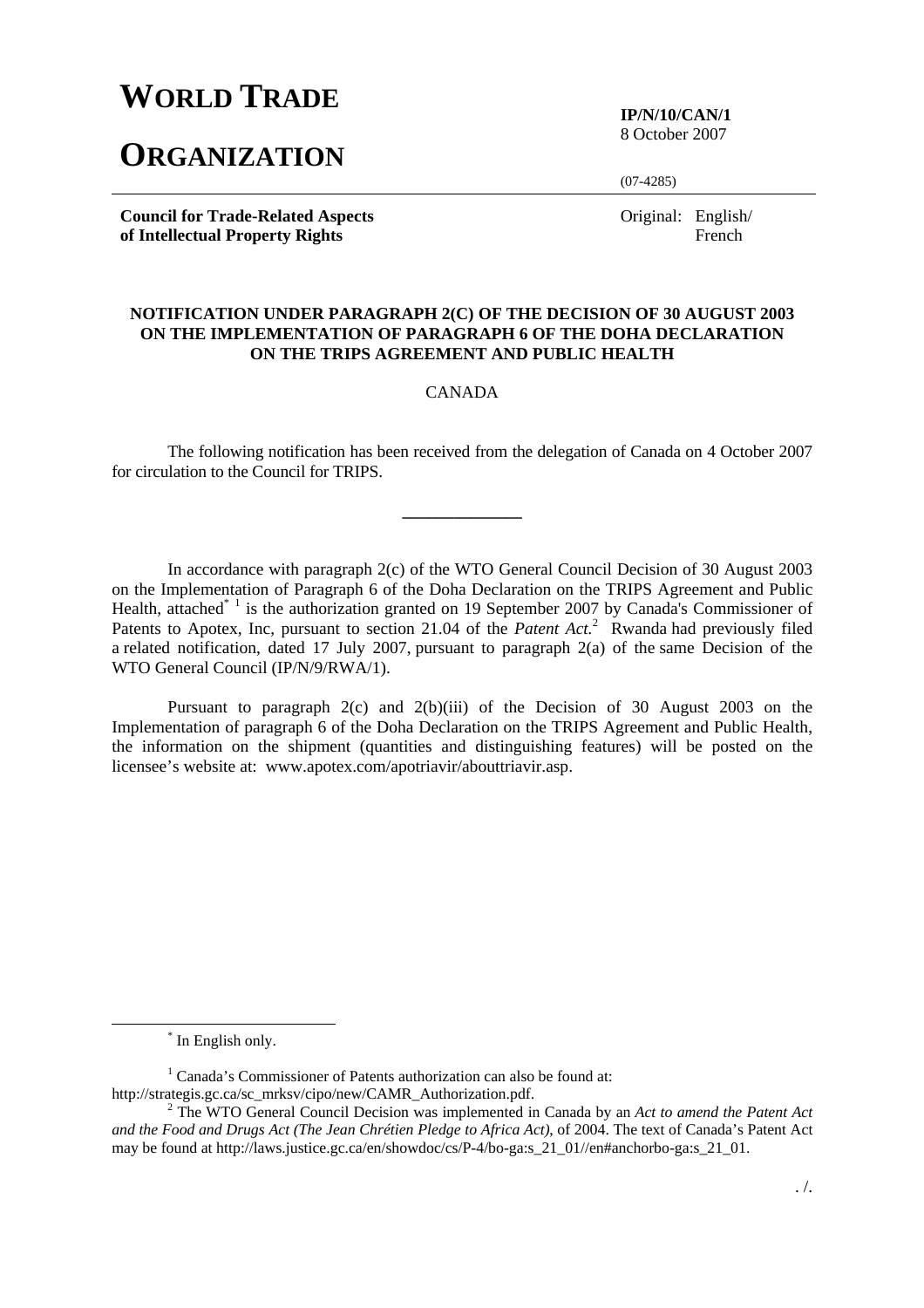# WORLD TRADE ORGANIZATION

**IP/N/10/CAN/1**
8 October 2007

(07-4285)

**Council for Trade-Related Aspects of Intellectual Property Rights**

Original: English/ French

**NOTIFICATION UNDER PARAGRAPH 2(C) OF THE DECISION OF 30 AUGUST 2003 ON THE IMPLEMENTATION OF PARAGRAPH 6 OF THE DOHA DECLARATION ON THE TRIPS AGREEMENT AND PUBLIC HEALTH**

CANADA

The following notification has been received from the delegation of Canada on 4 October 2007 for circulation to the Council for TRIPS.

---

In accordance with paragraph 2(c) of the WTO General Council Decision of 30 August 2003 on the Implementation of Paragraph 6 of the Doha Declaration on the TRIPS Agreement and Public Health, attached[*] [1] is the authorization granted on 19 September 2007 by Canada's Commissioner of Patents to Apotex, Inc, pursuant to section 21.04 of the *Patent Act*.[2] Rwanda had previously filed a related notification, dated 17 July 2007, pursuant to paragraph 2(a) of the same Decision of the WTO General Council (IP/N/9/RWA/1).

Pursuant to paragraph 2(c) and 2(b)(iii) of the Decision of 30 August 2003 on the Implementation of paragraph 6 of the Doha Declaration on the TRIPS Agreement and Public Health, the information on the shipment (quantities and distinguishing features) will be posted on the licensee's website at: www.apotex.com/apotriavir/abouttriavir.asp.

---

[*] In English only.

[1] Canada's Commissioner of Patents authorization can also be found at: http://strategis.gc.ca/sc_mrksv/cipo/new/CAMR_Authorization.pdf.

[2] The WTO General Council Decision was implemented in Canada by an *Act to amend the Patent Act and the Food and Drugs Act (The Jean Chrétien Pledge to Africa Act)*, of 2004. The text of Canada's Patent Act may be found at http://laws.justice.gc.ca/en/showdoc/cs/P-4/bo-ga:s_21_01//en#anchorbo-ga:s_21_01.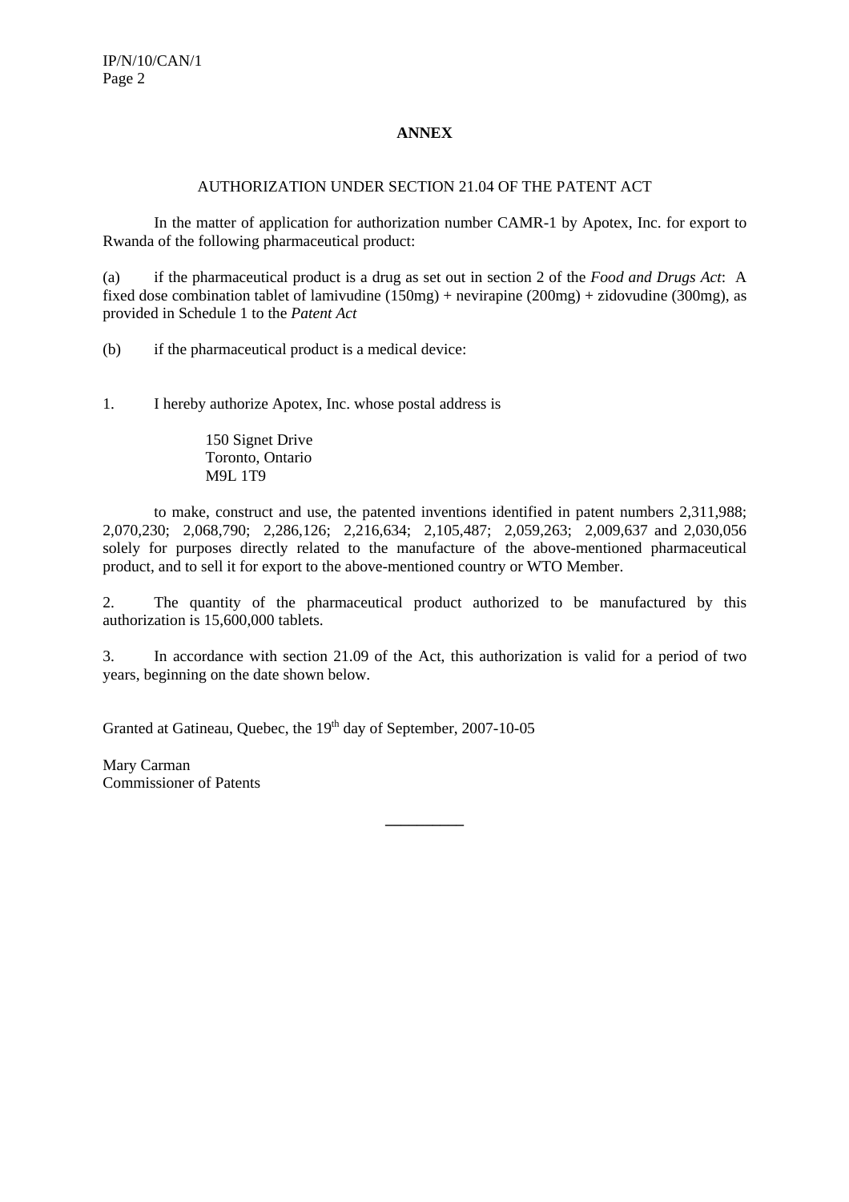# ANNEX

AUTHORIZATION UNDER SECTION 21.04 OF THE PATENT ACT

In the matter of application for authorization number CAMR-1 by Apotex, Inc. for export to Rwanda of the following pharmaceutical product:

(a) if the pharmaceutical product is a drug as set out in section 2 of the *Food and Drugs Act*: A fixed dose combination tablet of lamivudine (150mg) + nevirapine (200mg) + zidovudine (300mg), as provided in Schedule 1 to the *Patent Act*

(b) if the pharmaceutical product is a medical device:

1. I hereby authorize Apotex, Inc. whose postal address is

150 Signet Drive  
Toronto, Ontario  
M9L 1T9

to make, construct and use, the patented inventions identified in patent numbers 2,311,988; 2,070,230; 2,068,790; 2,286,126; 2,216,634; 2,105,487; 2,059,263; 2,009,637 and 2,030,056 solely for purposes directly related to the manufacture of the above-mentioned pharmaceutical product, and to sell it for export to the above-mentioned country or WTO Member.

2. The quantity of the pharmaceutical product authorized to be manufactured by this authorization is 15,600,000 tablets.

3. In accordance with section 21.09 of the Act, this authorization is valid for a period of two years, beginning on the date shown below.

Granted at Gatineau, Quebec, the 19th day of September, 2007-10-05

Mary Carman  
Commissioner of Patents

__________